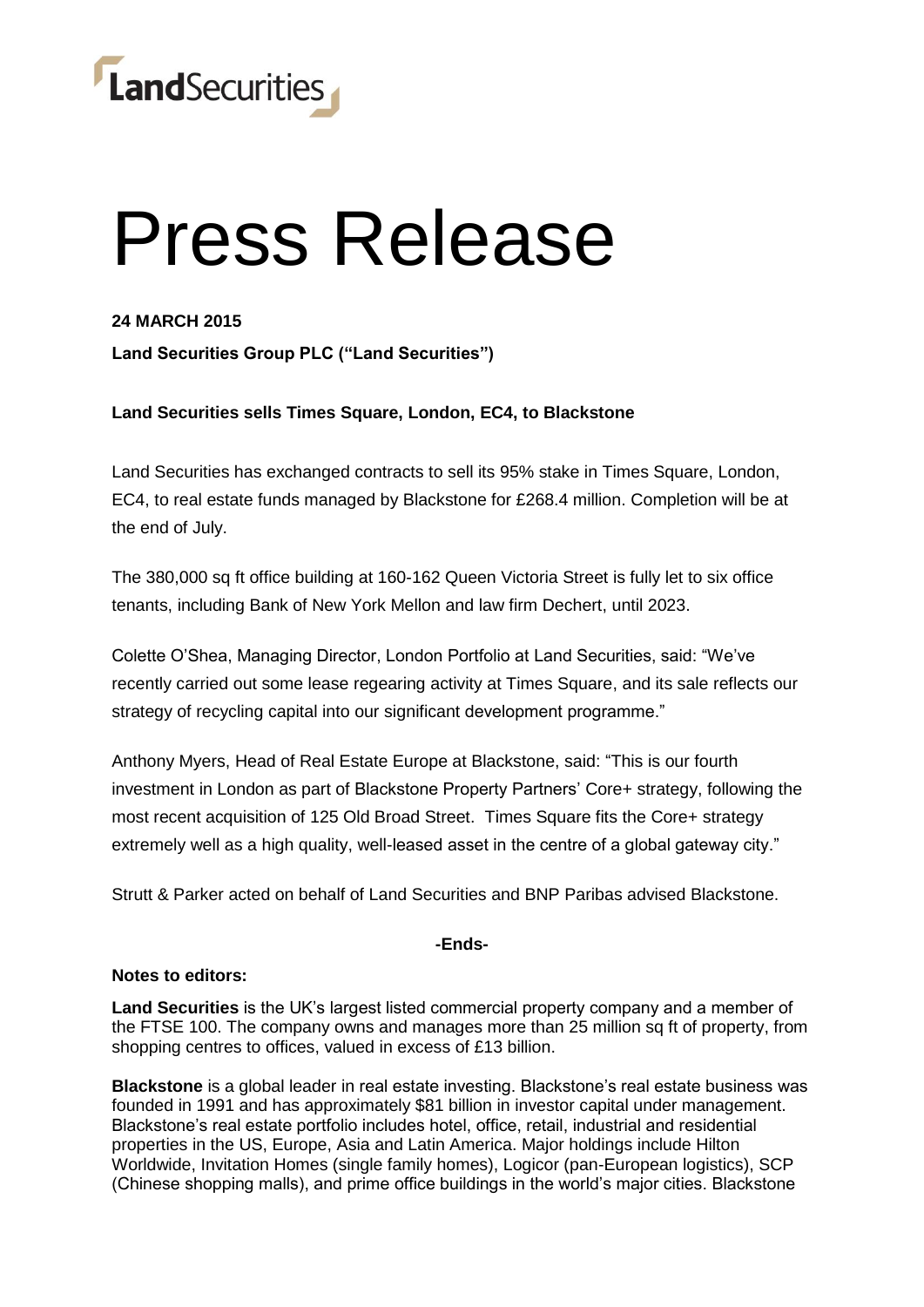LandSecurities

# Press Release

**24 MARCH 2015**

**Land Securities Group PLC ("Land Securities")**

**Land Securities sells Times Square, London, EC4, to Blackstone**

Land Securities has exchanged contracts to sell its 95% stake in Times Square, London, EC4, to real estate funds managed by Blackstone for £268.4 million. Completion will be at the end of July.

The 380,000 sq ft office building at 160-162 Queen Victoria Street is fully let to six office tenants, including Bank of New York Mellon and law firm Dechert, until 2023.

Colette O'Shea, Managing Director, London Portfolio at Land Securities, said: "We've recently carried out some lease regearing activity at Times Square, and its sale reflects our strategy of recycling capital into our significant development programme."

Anthony Myers, Head of Real Estate Europe at Blackstone, said: "This is our fourth investment in London as part of Blackstone Property Partners' Core+ strategy, following the most recent acquisition of 125 Old Broad Street. Times Square fits the Core+ strategy extremely well as a high quality, well-leased asset in the centre of a global gateway city."

Strutt & Parker acted on behalf of Land Securities and BNP Paribas advised Blackstone.

**-Ends-**

**Notes to editors:**

**Land Securities** is the UK's largest listed commercial property company and a member of the FTSE 100. The company owns and manages more than 25 million sq ft of property, from shopping centres to offices, valued in excess of £13 billion.

**Blackstone** is a global leader in real estate investing. Blackstone's real estate business was founded in 1991 and has approximately $81 billion in investor capital under management. Blackstone's real estate portfolio includes hotel, office, retail, industrial and residential properties in the US, Europe, Asia and Latin America. Major holdings include Hilton Worldwide, Invitation Homes (single family homes), Logicor (pan-European logistics), SCP (Chinese shopping malls), and prime office buildings in the world's major cities. Blackstone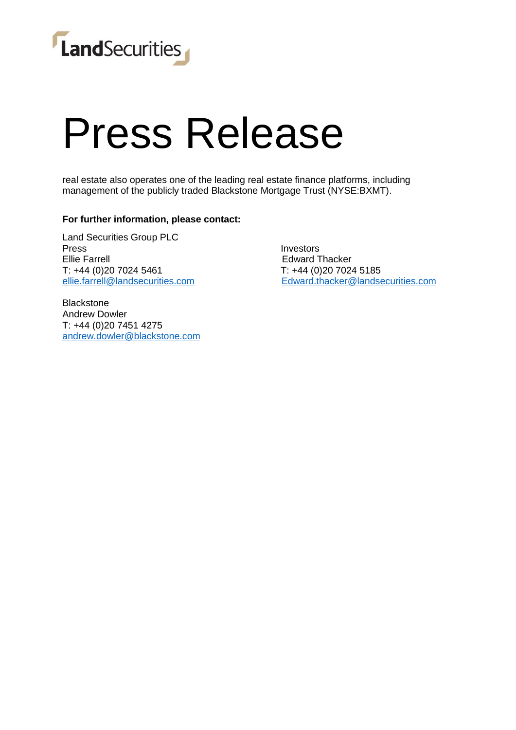# Press Release

real estate also operates one of the leading real estate finance platforms, including management of the publicly traded Blackstone Mortgage Trust (NYSE:BXMT).

**For further information, please contact:**

Land Securities Group PLC

Press
Ellie Farrell
T: +44 (0)20 7024 5461
ellie.farrell@landsecurities.com

Investors
Edward Thacker
T: +44 (0)20 7024 5185
Edward.thacker@landsecurities.com

Blackstone
Andrew Dowler
T: +44 (0)20 7451 4275
andrew.dowler@blackstone.com